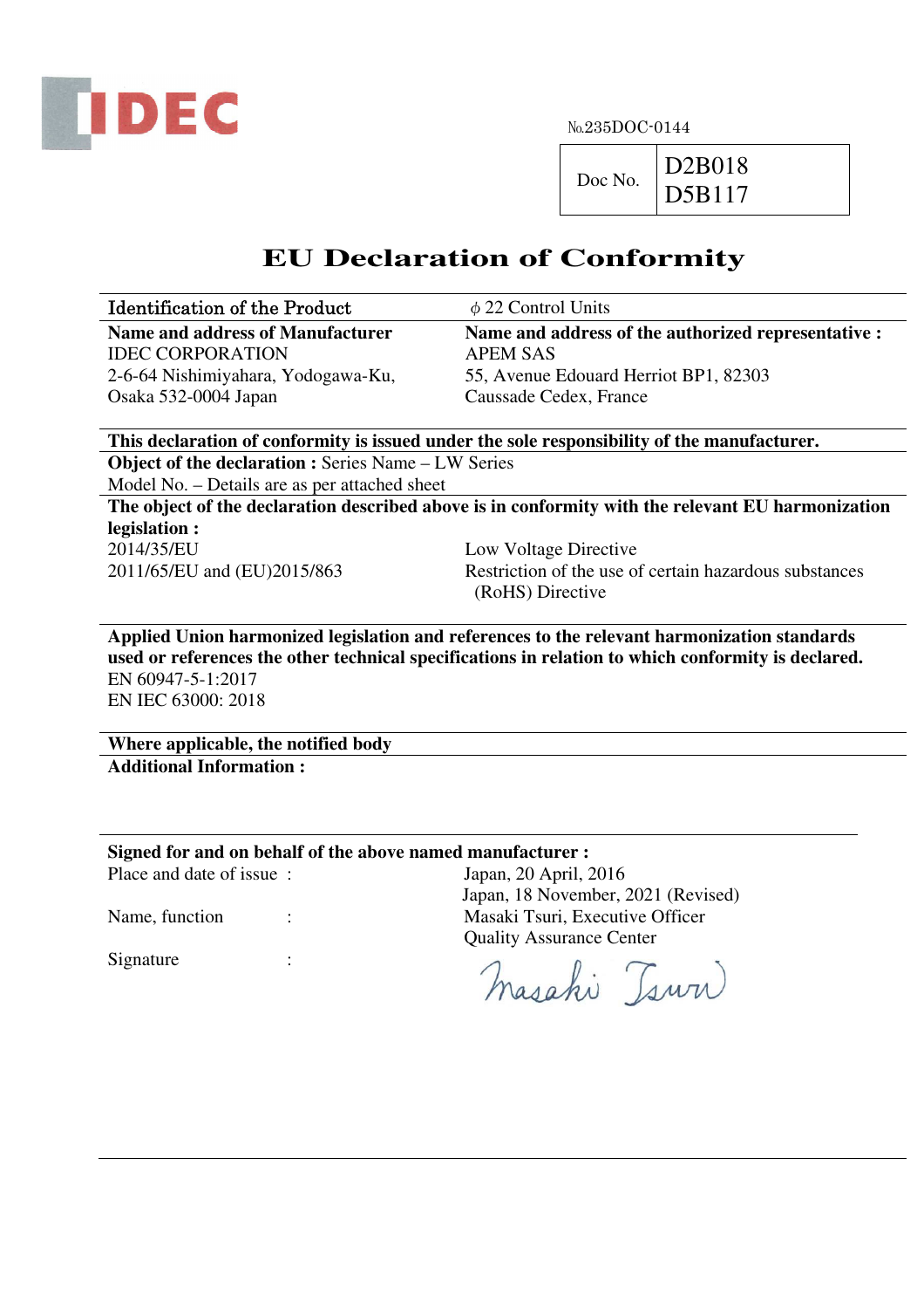IDEC

№235DOC-0144

| Doc No. | D2B018<br>D5B117 |
|---|---|

# EU Declaration of Conformity

| Identification of the Product | ϕ 22 Control Units |
|---|---|
| **Name and address of Manufacturer**<br>IDEC CORPORATION<br>2-6-64 Nishimiyahara, Yodogawa-Ku,<br>Osaka 532-0004 Japan | **Name and address of the authorized representative :**<br>APEM SAS<br>55, Avenue Edouard Herriot BP1, 82303<br>Caussade Cedex, France |

**This declaration of conformity is issued under the sole responsibility of the manufacturer.**

**Object of the declaration :** Series Name – LW Series

Model No. – Details are as per attached sheet

**The object of the declaration described above is in conformity with the relevant EU harmonization legislation :**

| | |
|---|---|
| 2014/35/EU | Low Voltage Directive |
| 2011/65/EU and (EU)2015/863 | Restriction of the use of certain hazardous substances (RoHS) Directive |

**Applied Union harmonized legislation and references to the relevant harmonization standards used or references the other technical specifications in relation to which conformity is declared.**

EN 60947-5-1:2017

EN IEC 63000: 2018

**Where applicable, the notified body**

**Additional Information :**

**Signed for and on behalf of the above named manufacturer :**

| | |
|---|---|
| Place and date of issue : | Japan, 20 April, 2016<br>Japan, 18 November, 2021 (Revised) |
| Name, function : | Masaki Tsuri, Executive Officer<br>Quality Assurance Center |
| Signature : | Masaki Tsuri |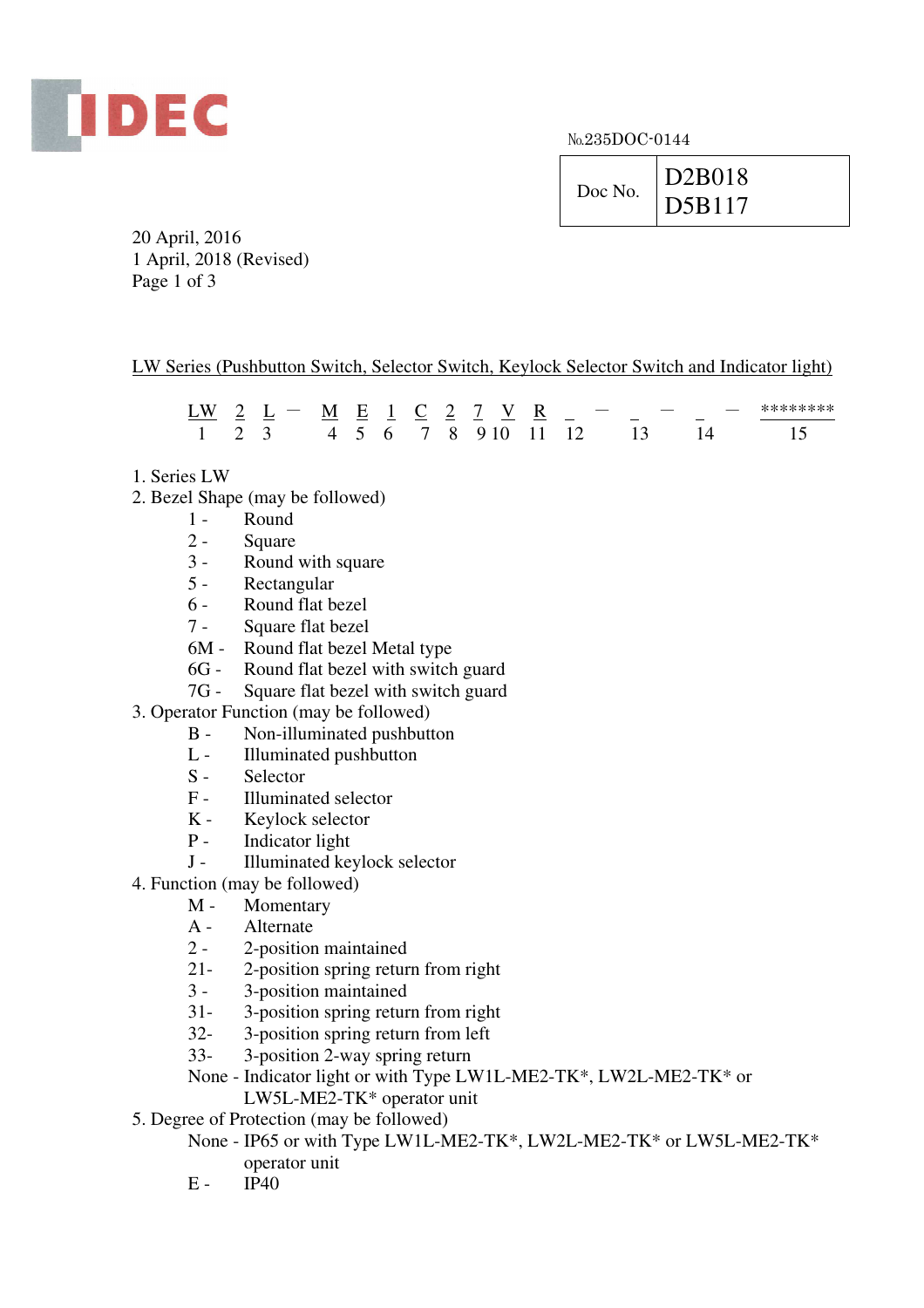IDEC

№235DOC-0144

| Doc No. | D2B018 D5B117 |
|---|---|

20 April, 2016
1 April, 2018 (Revised)
Page 1 of 3

LW Series (Pushbutton Switch, Selector Switch, Keylock Selector Switch and Indicator light)

| LW | 2 | L | — | M | E | 1 | C | 2 | 7 | V | R | _ | — | _ | — | _ | — | ******** |
|---|---|---|---|---|---|---|---|---|---|---|---|---|---|---|---|---|---|---|
| 1 | 2 | 3 | | 4 | 5 | 6 | 7 | 8 | 9 | 10 | 11 | 12 | | 13 | | 14 | | 15 |

1. Series LW
2. Bezel Shape (may be followed)
   - 1 - Round
   - 2 - Square
   - 3 - Round with square
   - 5 - Rectangular
   - 6 - Round flat bezel
   - 7 - Square flat bezel
   - 6M - Round flat bezel Metal type
   - 6G - Round flat bezel with switch guard
   - 7G - Square flat bezel with switch guard
3. Operator Function (may be followed)
   - B - Non-illuminated pushbutton
   - L - Illuminated pushbutton
   - S - Selector
   - F - Illuminated selector
   - K - Keylock selector
   - P - Indicator light
   - J - Illuminated keylock selector
4. Function (may be followed)
   - M - Momentary
   - A - Alternate
   - 2 - 2-position maintained
   - 21- 2-position spring return from right
   - 3 - 3-position maintained
   - 31- 3-position spring return from right
   - 32- 3-position spring return from left
   - 33- 3-position 2-way spring return
   - None - Indicator light or with Type LW1L-ME2-TK*, LW2L-ME2-TK* or LW5L-ME2-TK* operator unit
5. Degree of Protection (may be followed)
   - None - IP65 or with Type LW1L-ME2-TK*, LW2L-ME2-TK* or LW5L-ME2-TK* operator unit
   - E - IP40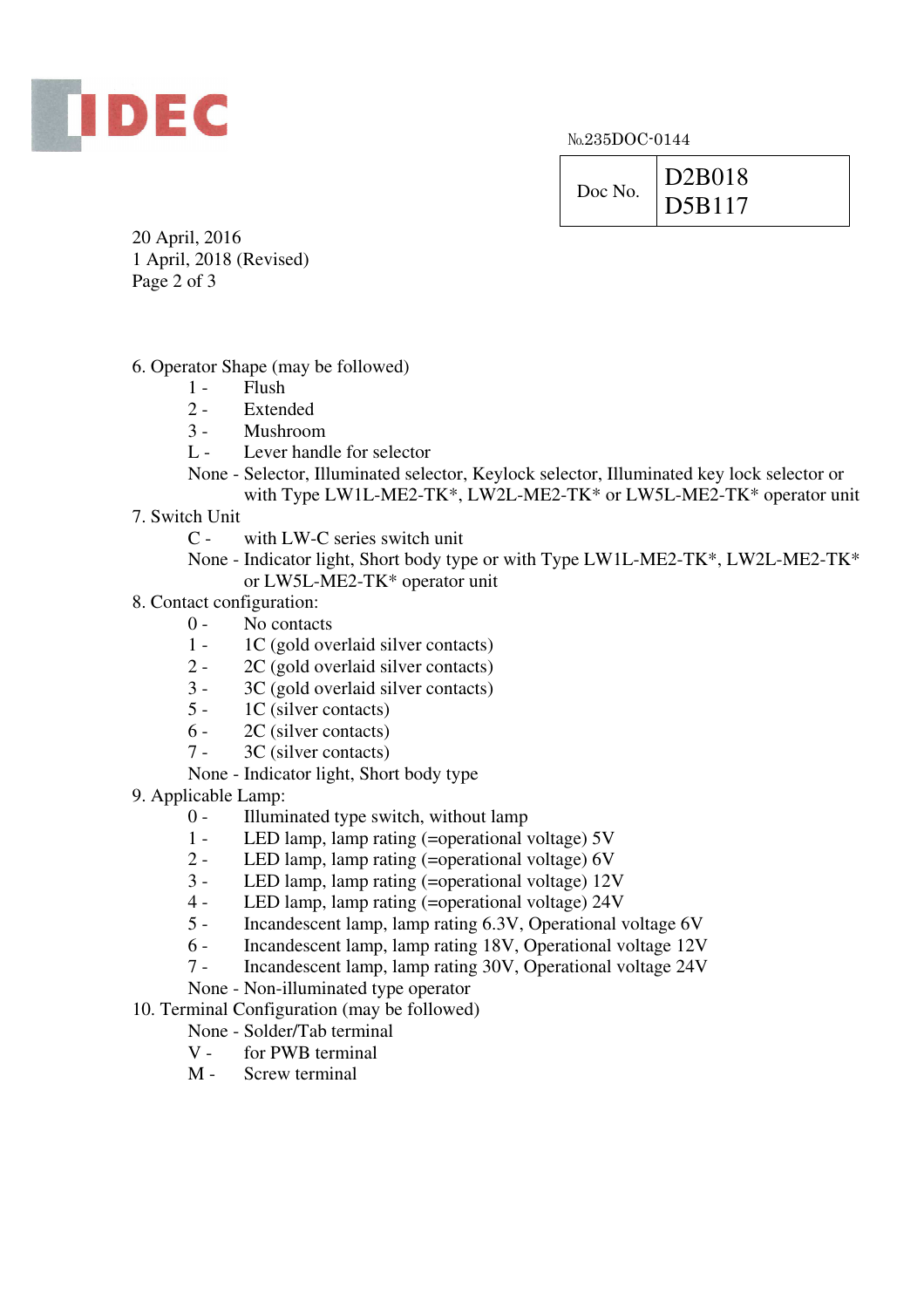IDEC

№235DOC-0144

| Doc No. | D2B018<br>D5B117 |
|---|---|

20 April, 2016
1 April, 2018 (Revised)

6. Operator Shape (may be followed)
   - 1 - Flush
   - 2 - Extended
   - 3 - Mushroom
   - L - Lever handle for selector
   - None - Selector, Illuminated selector, Keylock selector, Illuminated key lock selector or with Type LW1L-ME2-TK*, LW2L-ME2-TK* or LW5L-ME2-TK* operator unit
7. Switch Unit
   - C - with LW-C series switch unit
   - None - Indicator light, Short body type or with Type LW1L-ME2-TK*, LW2L-ME2-TK* or LW5L-ME2-TK* operator unit
8. Contact configuration:
   - 0 - No contacts
   - 1 - 1C (gold overlaid silver contacts)
   - 2 - 2C (gold overlaid silver contacts)
   - 3 - 3C (gold overlaid silver contacts)
   - 5 - 1C (silver contacts)
   - 6 - 2C (silver contacts)
   - 7 - 3C (silver contacts)
   - None - Indicator light, Short body type
9. Applicable Lamp:
   - 0 - Illuminated type switch, without lamp
   - 1 - LED lamp, lamp rating (=operational voltage) 5V
   - 2 - LED lamp, lamp rating (=operational voltage) 6V
   - 3 - LED lamp, lamp rating (=operational voltage) 12V
   - 4 - LED lamp, lamp rating (=operational voltage) 24V
   - 5 - Incandescent lamp, lamp rating 6.3V, Operational voltage 6V
   - 6 - Incandescent lamp, lamp rating 18V, Operational voltage 12V
   - 7 - Incandescent lamp, lamp rating 30V, Operational voltage 24V
   - None - Non-illuminated type operator
10. Terminal Configuration (may be followed)
    - None - Solder/Tab terminal
    - V - for PWB terminal
    - M - Screw terminal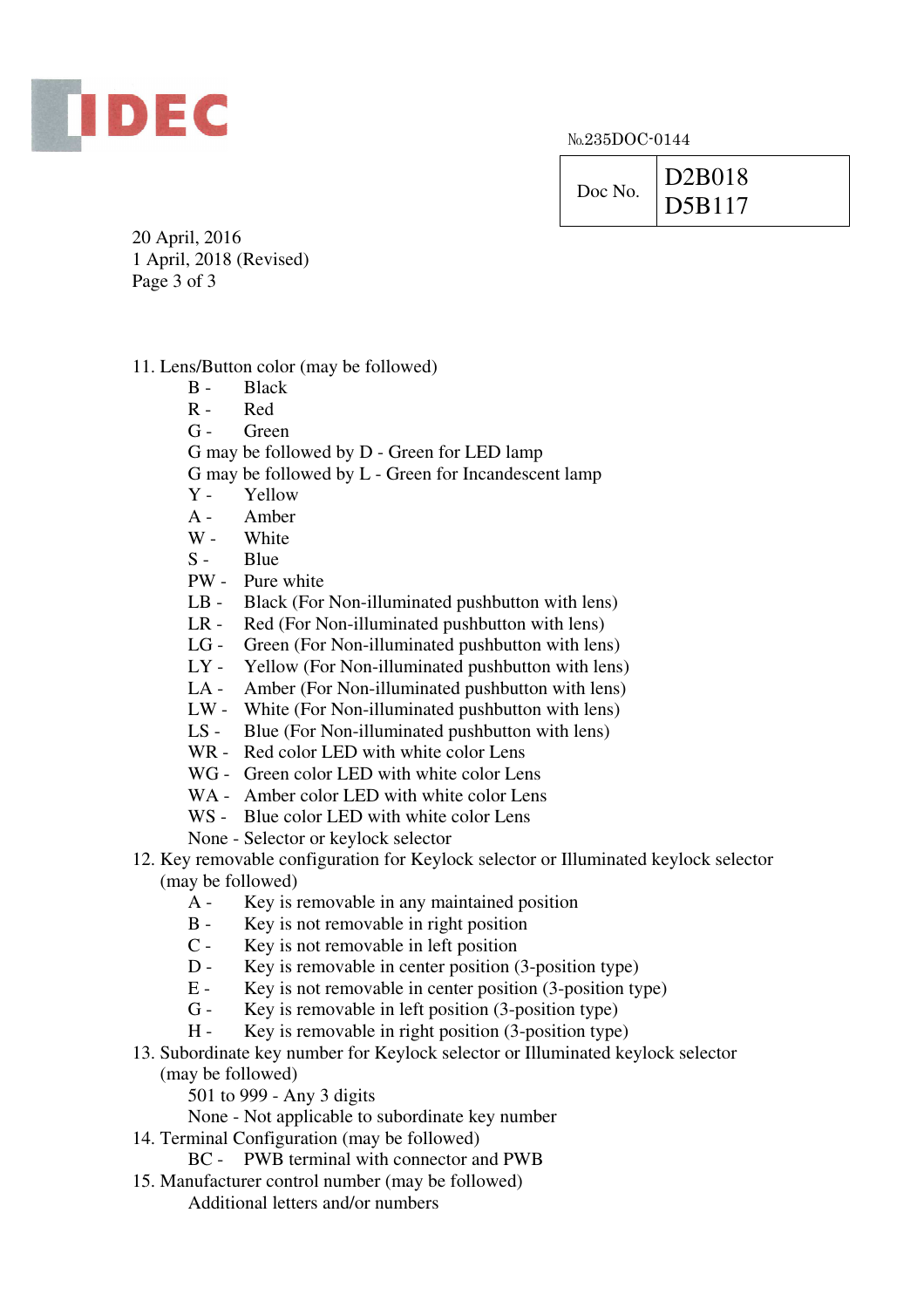IDEC

№235DOC-0144

| Doc No. | D2B018<br>D5B117 |
|---|---|

20 April, 2016
1 April, 2018 (Revised)

11. Lens/Button color (may be followed)
    - B - Black
    - R - Red
    - G - Green
    - G may be followed by D - Green for LED lamp
    - G may be followed by L - Green for Incandescent lamp
    - Y - Yellow
    - A - Amber
    - W - White
    - S - Blue
    - PW - Pure white
    - LB - Black (For Non-illuminated pushbutton with lens)
    - LR - Red (For Non-illuminated pushbutton with lens)
    - LG - Green (For Non-illuminated pushbutton with lens)
    - LY - Yellow (For Non-illuminated pushbutton with lens)
    - LA - Amber (For Non-illuminated pushbutton with lens)
    - LW - White (For Non-illuminated pushbutton with lens)
    - LS - Blue (For Non-illuminated pushbutton with lens)
    - WR - Red color LED with white color Lens
    - WG - Green color LED with white color Lens
    - WA - Amber color LED with white color Lens
    - WS - Blue color LED with white color Lens
    - None - Selector or keylock selector
12. Key removable configuration for Keylock selector or Illuminated keylock selector (may be followed)
    - A - Key is removable in any maintained position
    - B - Key is not removable in right position
    - C - Key is not removable in left position
    - D - Key is removable in center position (3-position type)
    - E - Key is not removable in center position (3-position type)
    - G - Key is removable in left position (3-position type)
    - H - Key is removable in right position (3-position type)
13. Subordinate key number for Keylock selector or Illuminated keylock selector (may be followed)
    - 501 to 999 - Any 3 digits
    - None - Not applicable to subordinate key number
14. Terminal Configuration (may be followed)
    - BC - PWB terminal with connector and PWB
15. Manufacturer control number (may be followed)
    - Additional letters and/or numbers